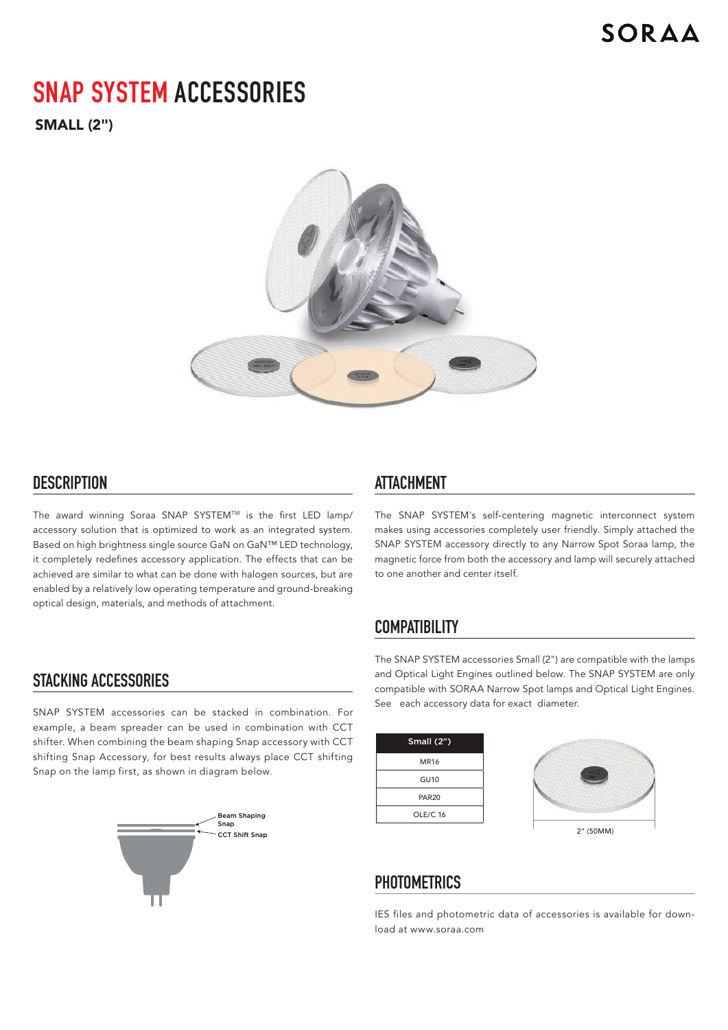# SNAP SYSTEM ACCESSORIES

**SMALL (2")**

## DESCRIPTION

The award winning Soraa SNAP SYSTEM™ is the first LED lamp/ accessory solution that is optimized to work as an integrated system. Based on high brightness single source GaN on GaN™ LED technology, it completely redefines accessory application. The effects that can be achieved are similar to what can be done with halogen sources, but are enabled by a relatively low operating temperature and ground-breaking optical design, materials, and methods of attachment.

## STACKING ACCESSORIES

SNAP SYSTEM accessories can be stacked in combination. For example, a beam spreader can be used in combination with CCT shifter. When combining the beam shaping Snap accessory with CCT shifting Snap Accessory, for best results always place CCT shifting Snap on the lamp first, as shown in diagram below.

Beam Shaping Snap

CCT Shift Snap

## ATTACHMENT

The SNAP SYSTEM's self-centering magnetic interconnect system makes using accessories completely user friendly. Simply attached the SNAP SYSTEM accessory directly to any Narrow Spot Soraa lamp, the magnetic force from both the accessory and lamp will securely attached to one another and center itself.

## COMPATIBILITY

The SNAP SYSTEM accessories Small (2") are compatible with the lamps and Optical Light Engines outlined below. The SNAP SYSTEM are only compatible with SORAA Narrow Spot lamps and Optical Light Engines. See each accessory data for exact diameter.

| Small (2") |
|---|
| MR16 |
| GU10 |
| PAR20 |
| OLE/C 16 |

2" (50MM)

## PHOTOMETRICS

IES files and photometric data of accessories is available for download at www.soraa.com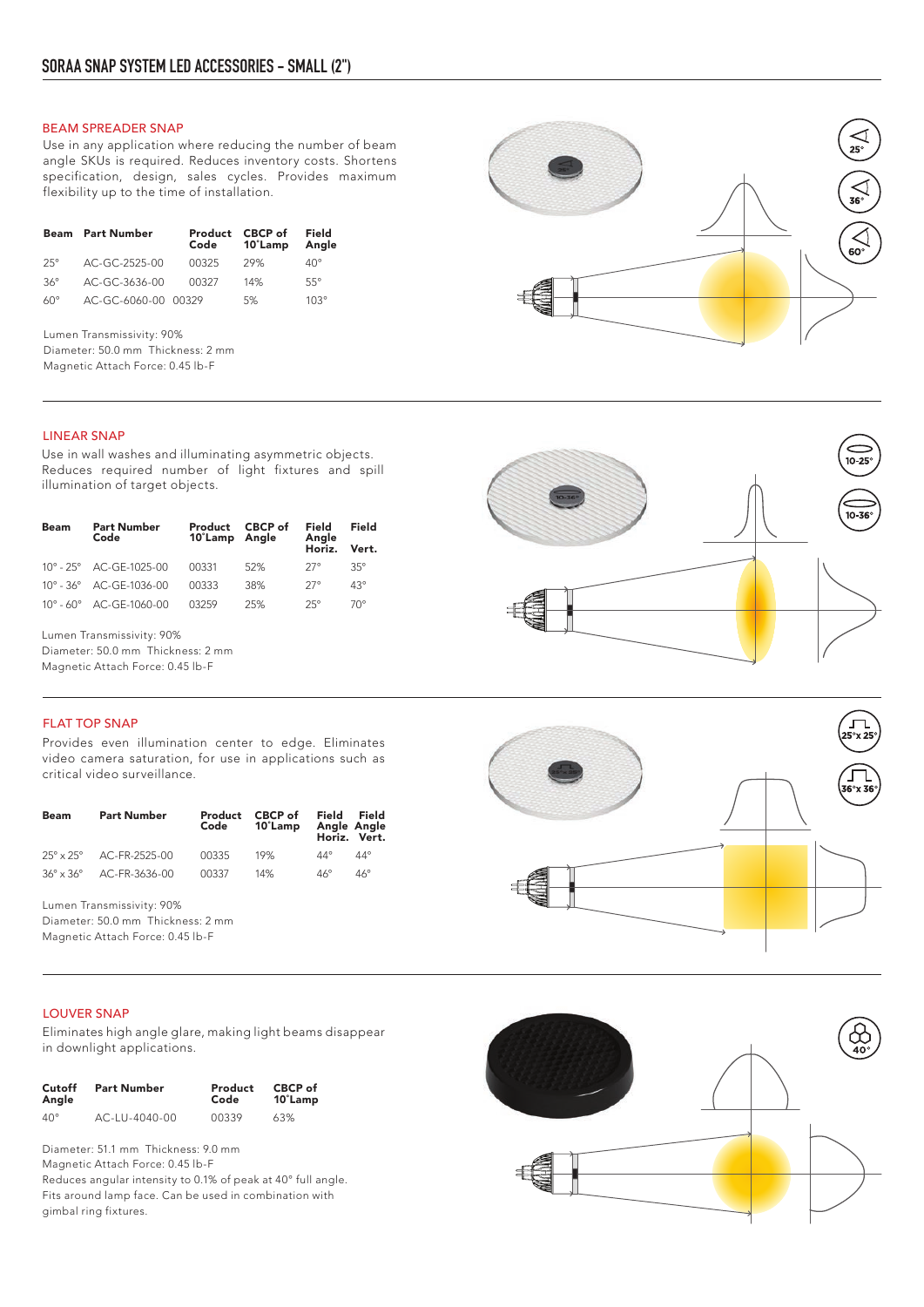# SORAA SNAP SYSTEM LED ACCESSORIES – SMALL (2")

## BEAM SPREADER SNAP

Use in any application where reducing the number of beam angle SKUs is required. Reduces inventory costs. Shortens specification, design, sales cycles. Provides maximum flexibility up to the time of installation.

| Beam | Part Number | Product Code | CBCP of 10˚Lamp | Field Angle |
|---|---|---|---|---|
| 25° | AC-GC-2525-00 | 00325 | 29% | 40° |
| 36° | AC-GC-3636-00 | 00327 | 14% | 55° |
| 60° | AC-GC-6060-00 | 00329 | 5% | 103° |

Lumen Transmissivity: 90%
Diameter: 50.0 mm Thickness: 2 mm
Magnetic Attach Force: 0.45 lb-F

## LINEAR SNAP

Use in wall washes and illuminating asymmetric objects. Reduces required number of light fixtures and spill illumination of target objects.

| Beam | Part Number Code | Product 10˚Lamp | CBCP of Angle | Field Angle Horiz. | Field Vert. |
|---|---|---|---|---|---|
| 10° - 25° | AC-GE-1025-00 | 00331 | 52% | 27° | 35° |
| 10° - 36° | AC-GE-1036-00 | 00333 | 38% | 27° | 43° |
| 10° - 60° | AC-GE-1060-00 | 03259 | 25% | 25° | 70° |

Lumen Transmissivity: 90%
Diameter: 50.0 mm Thickness: 2 mm
Magnetic Attach Force: 0.45 lb-F

## FLAT TOP SNAP

Provides even illumination center to edge. Eliminates video camera saturation, for use in applications such as critical video surveillance.

| Beam | Part Number | Product Code | CBCP of 10˚Lamp | Field Angle Horiz. | Field Angle Vert. |
|---|---|---|---|---|---|
| 25° x 25° | AC-FR-2525-00 | 00335 | 19% | 44° | 44° |
| 36° x 36° | AC-FR-3636-00 | 00337 | 14% | 46° | 46° |

Lumen Transmissivity: 90%
Diameter: 50.0 mm Thickness: 2 mm
Magnetic Attach Force: 0.45 lb-F

## LOUVER SNAP

Eliminates high angle glare, making light beams disappear in downlight applications.

| Cutoff Angle | Part Number | Product Code | CBCP of 10˚Lamp |
|---|---|---|---|
| 40° | AC-LU-4040-00 | 00339 | 63% |

Diameter: 51.1 mm Thickness: 9.0 mm
Magnetic Attach Force: 0.45 lb-F
Reduces angular intensity to 0.1% of peak at 40° full angle.
Fits around lamp face. Can be used in combination with gimbal ring fixtures.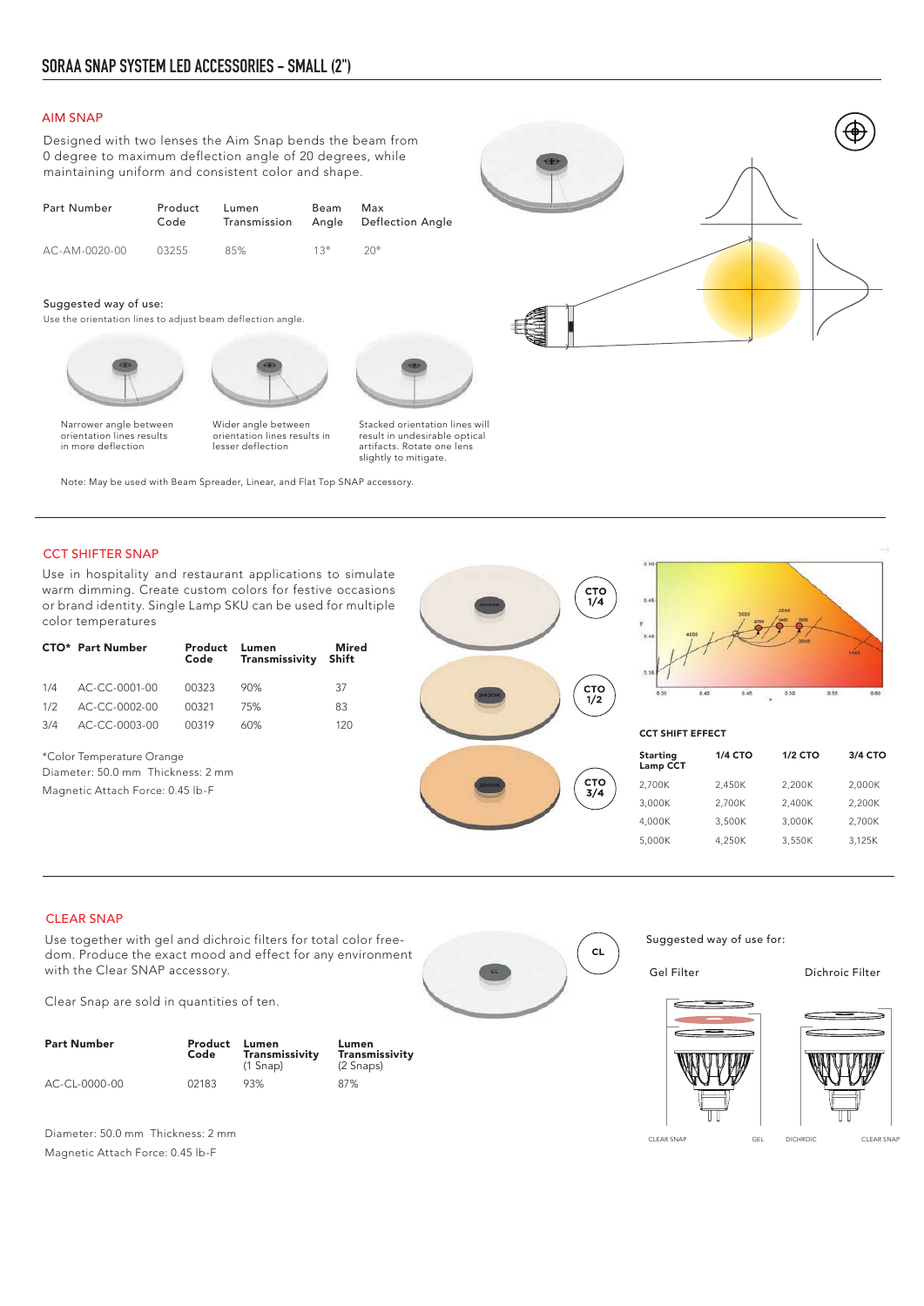# SORAA SNAP SYSTEM LED ACCESSORIES – SMALL (2")

## AIM SNAP

Designed with two lenses the Aim Snap bends the beam from 0 degree to maximum deflection angle of 20 degrees, while maintaining uniform and consistent color and shape.

| Part Number | Product Code | Lumen Transmission | Beam Angle | Max Deflection Angle |
|---|---|---|---|---|
| AC-AM-0020-00 | 03255 | 85% | 13° | 20° |

Suggested way of use:

Use the orientation lines to adjust beam deflection angle.

Narrower angle between orientation lines results in more deflection

Wider angle between orientation lines results in lesser deflection

Stacked orientation lines will result in undesirable optical artifacts. Rotate one lens slightly to mitigate.

Note: May be used with Beam Spreader, Linear, and Flat Top SNAP accessory.

## CCT SHIFTER SNAP

Use in hospitality and restaurant applications to simulate warm dimming. Create custom colors for festive occasions or brand identity. Single Lamp SKU can be used for multiple color temperatures

| CTO* | Part Number | Product Code | Lumen Transmissivity | Mired Shift |
|---|---|---|---|---|
| 1/4 | AC-CC-0001-00 | 00323 | 90% | 37 |
| 1/2 | AC-CC-0002-00 | 00321 | 75% | 83 |
| 3/4 | AC-CC-0003-00 | 00319 | 60% | 120 |

*Color Temperature Orange

Diameter: 50.0 mm Thickness: 2 mm

Magnetic Attach Force: 0.45 lb-F

CTO 1/4

CTO 1/2

CTO 3/4

0.50
0.45
y
0.40
0.35
0.35 0.40 0.45 x 0.50 0.55 0.60
4000
3600
2700
2500
2400
2200
2000
1500

**CCT SHIFT EFFECT**

| Starting Lamp CCT | 1/4 CTO | 1/2 CTO | 3/4 CTO |
|---|---|---|---|
| 2,700K | 2,450K | 2,200K | 2,000K |
| 3,000K | 2,700K | 2,400K | 2,200K |
| 4,000K | 3,500K | 3,000K | 2,700K |
| 5,000K | 4,250K | 3,550K | 3,125K |

## CLEAR SNAP

Use together with gel and dichroic filters for total color freedom. Produce the exact mood and effect for any environment with the Clear SNAP accessory.

Clear Snap are sold in quantities of ten.

| Part Number | Product Code | Lumen Transmissivity (1 Snap) | Lumen Transmissivity (2 Snaps) |
|---|---|---|---|
| AC-CL-0000-00 | 02183 | 93% | 87% |

Diameter: 50.0 mm Thickness: 2 mm

Magnetic Attach Force: 0.45 lb-F

CL

Suggested way of use for:

Gel Filter

Dichroic Filter

CLEAR SNAP GEL DICHROIC CLEAR SNAP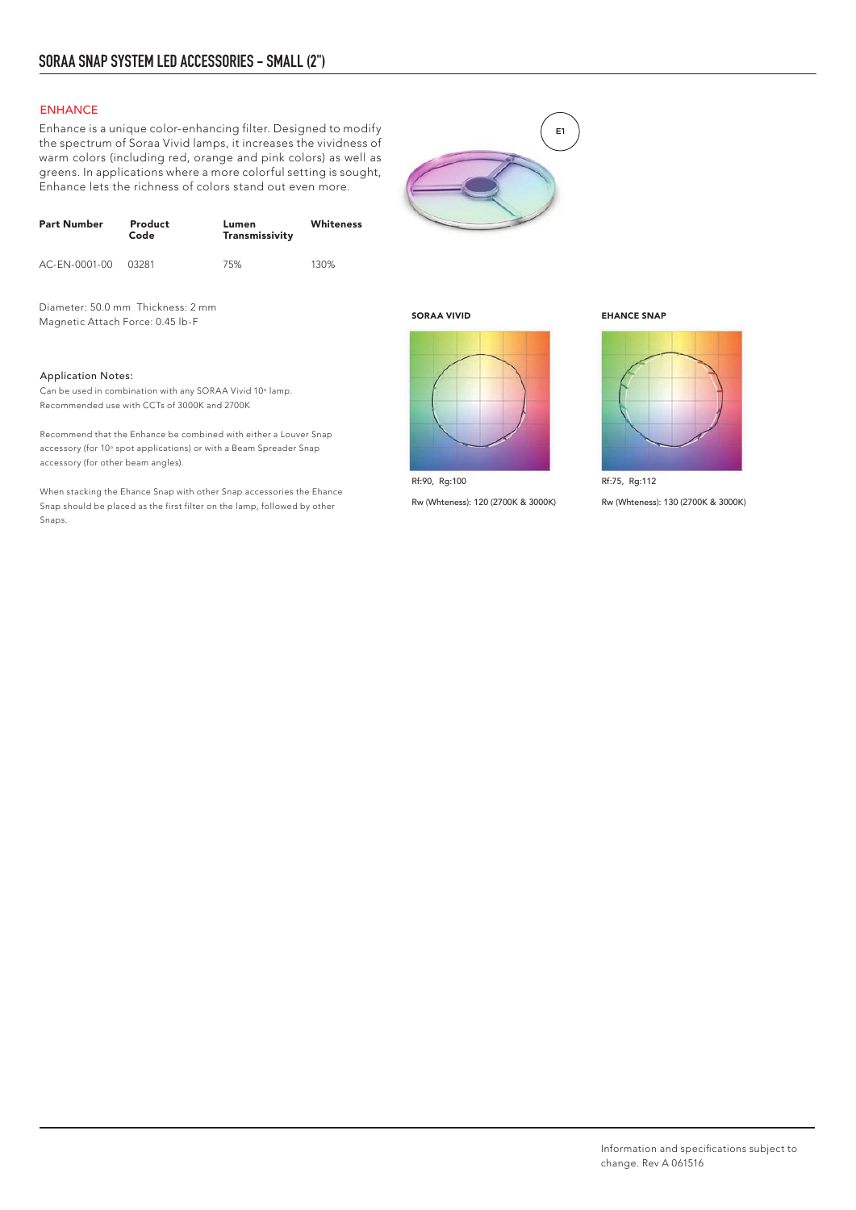# SORAA SNAP SYSTEM LED ACCESSORIES – SMALL (2")

## ENHANCE

Enhance is a unique color-enhancing filter. Designed to modify the spectrum of Soraa Vivid lamps, it increases the vividness of warm colors (including red, orange and pink colors) as well as greens. In applications where a more colorful setting is sought, Enhance lets the richness of colors stand out even more.

E1

| Part Number | Product Code | Lumen Transmissivity | Whiteness |
|---|---|---|---|
| AC-EN-0001-00 | 03281 | 75% | 130% |

Diameter: 50.0 mm  Thickness: 2 mm
Magnetic Attach Force: 0.45 lb-F

Application Notes:

Can be used in combination with any SORAA Vivid 10° lamp. Recommended use with CCTs of 3000K and 2700K

Recommend that the Enhance be combined with either a Louver Snap accessory (for 10° spot applications) or with a Beam Spreader Snap accessory (for other beam angles).

When stacking the Ehance Snap with other Snap accessories the Ehance Snap should be placed as the first filter on the lamp, followed by other Snaps.

**SORAA VIVID**

Rf:90, Rg:100

Rw (Whteness): 120 (2700K & 3000K)

**EHANCE SNAP**

Rf:75, Rg:112

Rw (Whteness): 130 (2700K & 3000K)

Information and specifications subject to change. Rev A 061516